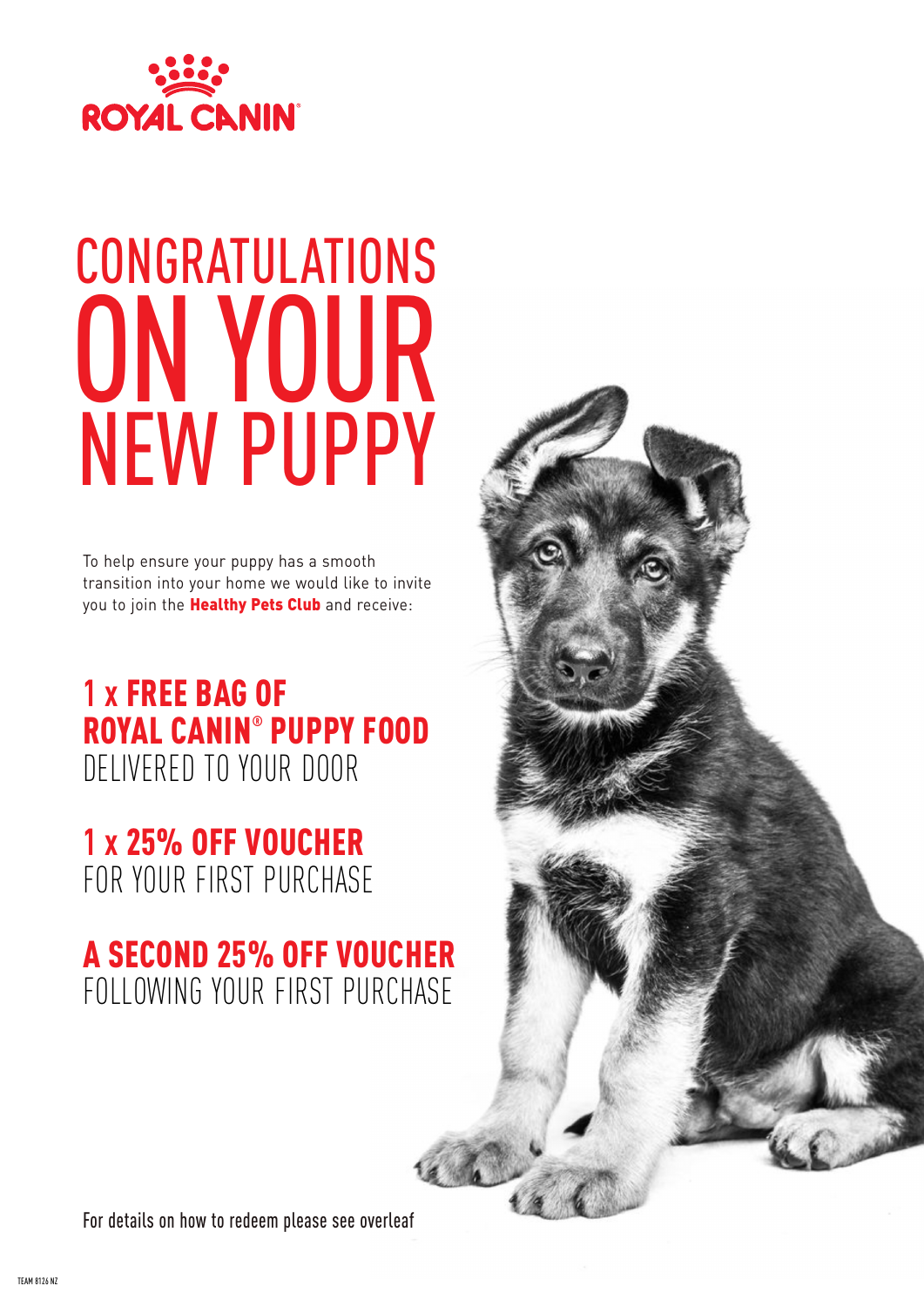ROYAL CANIN®

# CONGRATULATIONS ON YOUR NEW PUPPY

To help ensure your puppy has a smooth transition into your home we would like to invite you to join the **Healthy Pets Club** and receive:

## 1 x FREE BAG OF ROYAL CANIN® PUPPY FOOD
DELIVERED TO YOUR DOOR

## 1 x 25% OFF VOUCHER
FOR YOUR FIRST PURCHASE

## A SECOND 25% OFF VOUCHER
FOLLOWING YOUR FIRST PURCHASE

For details on how to redeem please see overleaf

TEAM 8126 NZ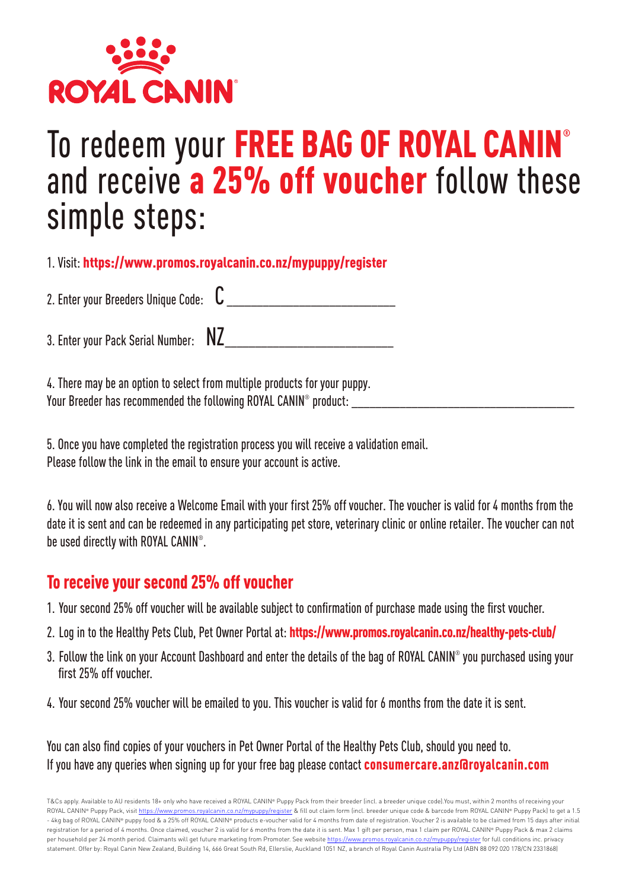ROYAL CANIN®

# To redeem your **FREE BAG OF ROYAL CANIN®** and receive **a 25% off voucher** follow these simple steps:

1. Visit: **https://www.promos.royalcanin.co.nz/mypuppy/register**

2. Enter your Breeders Unique Code: C__________________________

3. Enter your Pack Serial Number: NZ__________________________

4. There may be an option to select from multiple products for your puppy.
Your Breeder has recommended the following ROYAL CANIN® product: ______________________________________

5. Once you have completed the registration process you will receive a validation email.
Please follow the link in the email to ensure your account is active.

6. You will now also receive a Welcome Email with your first 25% off voucher. The voucher is valid for 4 months from the date it is sent and can be redeemed in any participating pet store, veterinary clinic or online retailer. The voucher can not be used directly with ROYAL CANIN®.

## To receive your second 25% off voucher

1. Your second 25% off voucher will be available subject to confirmation of purchase made using the first voucher.
2. Log in to the Healthy Pets Club, Pet Owner Portal at: **https://www.promos.royalcanin.co.nz/healthy-pets-club/**
3. Follow the link on your Account Dashboard and enter the details of the bag of ROYAL CANIN® you purchased using your first 25% off voucher.
4. Your second 25% voucher will be emailed to you. This voucher is valid for 6 months from the date it is sent.

You can also find copies of your vouchers in Pet Owner Portal of the Healthy Pets Club, should you need to.
If you have any queries when signing up for your free bag please contact **consumercare.anz@royalcanin.com**

T&Cs apply. Available to AU residents 18+ only who have received a ROYAL CANIN® Puppy Pack from their breeder (incl. a breeder unique code).You must, within 2 months of receiving your ROYAL CANIN® Puppy Pack, visit https://www.promos.royalcanin.co.nz/mypuppy/register & fill out claim form (incl. breeder unique code & barcode from ROYAL CANIN® Puppy Pack) to get a 1.5 - 4kg bag of ROYAL CANIN® puppy food & a 25% off ROYAL CANIN® products e-voucher valid for 4 months from date of registration. Voucher 2 is available to be claimed from 15 days after initial registration for a period of 4 months. Once claimed, voucher 2 is valid for 6 months from the date it is sent. Max 1 gift per person, max 1 claim per ROYAL CANIN® Puppy Pack & max 2 claims per household per 24 month period. Claimants will get future marketing from Promoter. See website https://www.promos.royalcanin.co.nz/mypuppy/register for full conditions inc. privacy statement. Offer by: Royal Canin New Zealand, Building 14, 666 Great South Rd, Ellerslie, Auckland 1051 NZ, a branch of Royal Canin Australia Pty Ltd (ABN 88 092 020 178/CN 2331868)